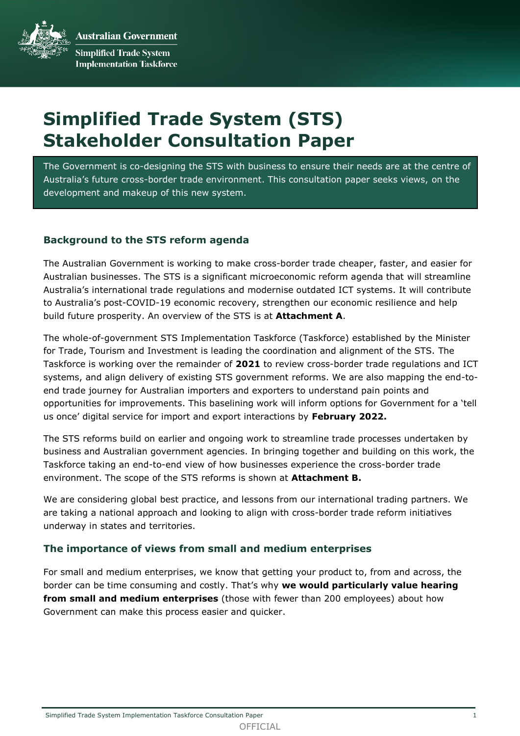Australian Government

Simplified Trade System Implementation Taskforce

# Simplified Trade System (STS) Stakeholder Consultation Paper

The Government is co-designing the STS with business to ensure their needs are at the centre of Australia's future cross-border trade environment. This consultation paper seeks views, on the development and makeup of this new system.

### Background to the STS reform agenda

The Australian Government is working to make cross-border trade cheaper, faster, and easier for Australian businesses. The STS is a significant microeconomic reform agenda that will streamline Australia's international trade regulations and modernise outdated ICT systems. It will contribute to Australia's post-COVID-19 economic recovery, strengthen our economic resilience and help build future prosperity. An overview of the STS is at **Attachment A**.

The whole-of-government STS Implementation Taskforce (Taskforce) established by the Minister for Trade, Tourism and Investment is leading the coordination and alignment of the STS. The Taskforce is working over the remainder of **2021** to review cross-border trade regulations and ICT systems, and align delivery of existing STS government reforms. We are also mapping the end-to-end trade journey for Australian importers and exporters to understand pain points and opportunities for improvements. This baselining work will inform options for Government for a 'tell us once' digital service for import and export interactions by **February 2022.**

The STS reforms build on earlier and ongoing work to streamline trade processes undertaken by business and Australian government agencies. In bringing together and building on this work, the Taskforce taking an end-to-end view of how businesses experience the cross-border trade environment. The scope of the STS reforms is shown at **Attachment B.**

We are considering global best practice, and lessons from our international trading partners. We are taking a national approach and looking to align with cross-border trade reform initiatives underway in states and territories.

### The importance of views from small and medium enterprises

For small and medium enterprises, we know that getting your product to, from and across, the border can be time consuming and costly. That's why **we would particularly value hearing from small and medium enterprises** (those with fewer than 200 employees) about how Government can make this process easier and quicker.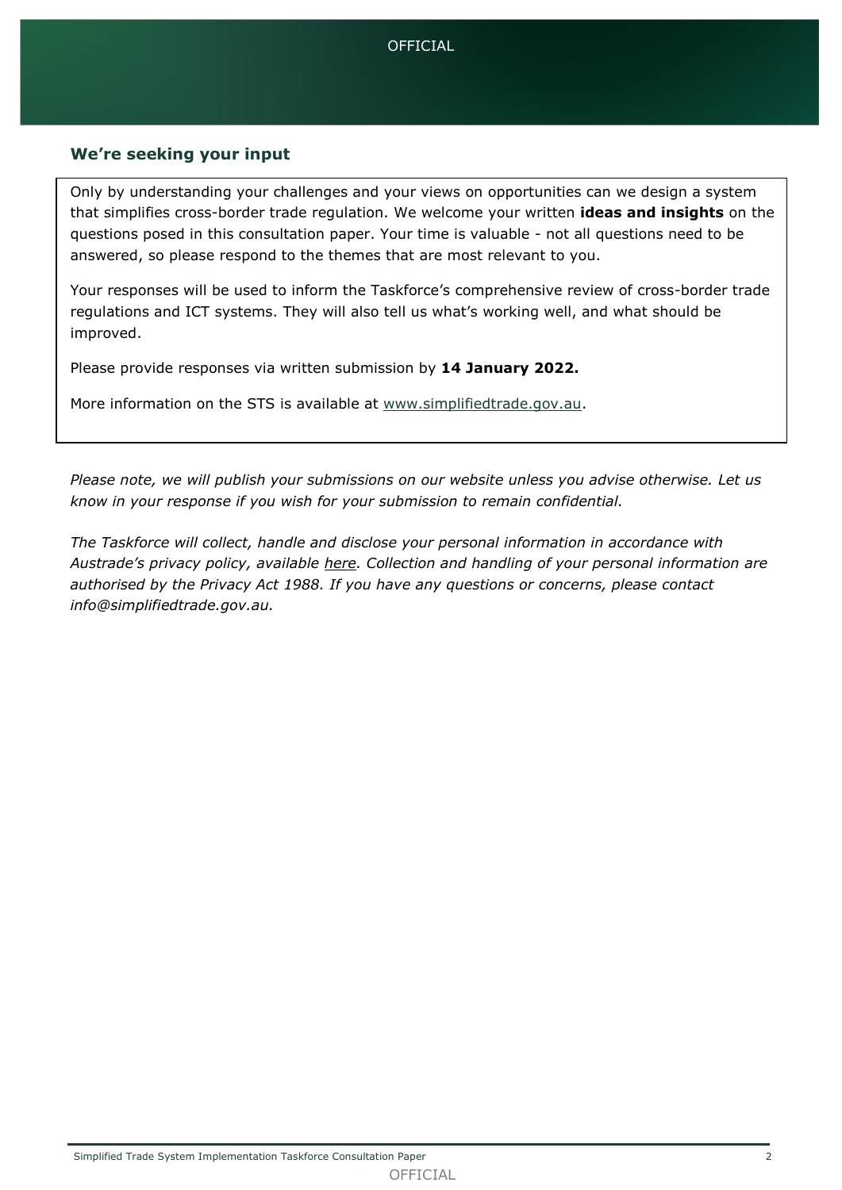## We're seeking your input

Only by understanding your challenges and your views on opportunities can we design a system that simplifies cross-border trade regulation. We welcome your written **ideas and insights** on the questions posed in this consultation paper. Your time is valuable - not all questions need to be answered, so please respond to the themes that are most relevant to you.

Your responses will be used to inform the Taskforce's comprehensive review of cross-border trade regulations and ICT systems. They will also tell us what's working well, and what should be improved.

Please provide responses via written submission by **14 January 2022.**

More information on the STS is available at www.simplifiedtrade.gov.au.

*Please note, we will publish your submissions on our website unless you advise otherwise. Let us know in your response if you wish for your submission to remain confidential.*

*The Taskforce will collect, handle and disclose your personal information in accordance with Austrade's privacy policy, available here. Collection and handling of your personal information are authorised by the Privacy Act 1988. If you have any questions or concerns, please contact info@simplifiedtrade.gov.au.*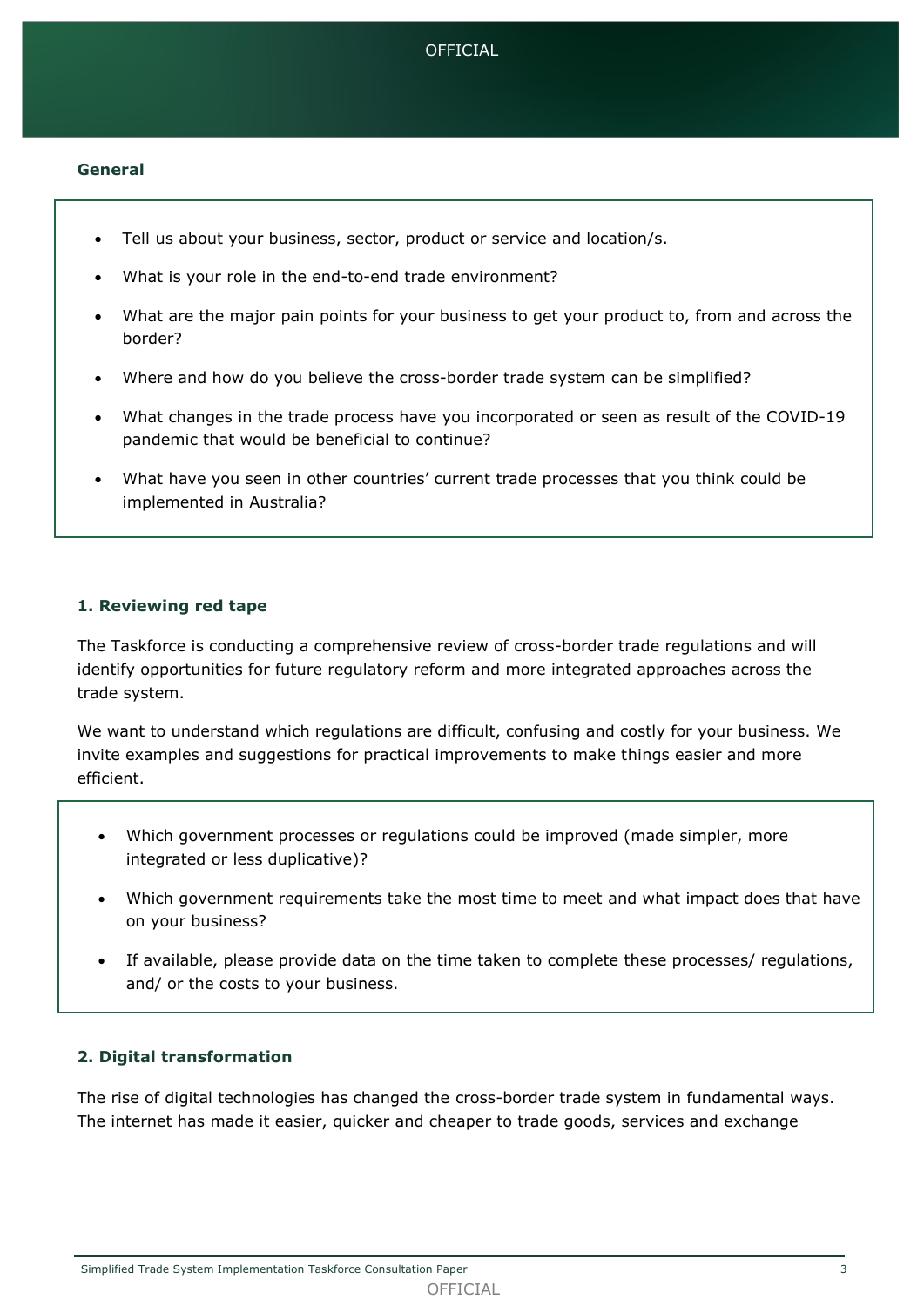### General

- Tell us about your business, sector, product or service and location/s.
- What is your role in the end-to-end trade environment?
- What are the major pain points for your business to get your product to, from and across the border?
- Where and how do you believe the cross-border trade system can be simplified?
- What changes in the trade process have you incorporated or seen as result of the COVID-19 pandemic that would be beneficial to continue?
- What have you seen in other countries' current trade processes that you think could be implemented in Australia?

### 1. Reviewing red tape

The Taskforce is conducting a comprehensive review of cross-border trade regulations and will identify opportunities for future regulatory reform and more integrated approaches across the trade system.

We want to understand which regulations are difficult, confusing and costly for your business. We invite examples and suggestions for practical improvements to make things easier and more efficient.

- Which government processes or regulations could be improved (made simpler, more integrated or less duplicative)?
- Which government requirements take the most time to meet and what impact does that have on your business?
- If available, please provide data on the time taken to complete these processes/ regulations, and/ or the costs to your business.

### 2. Digital transformation

The rise of digital technologies has changed the cross-border trade system in fundamental ways. The internet has made it easier, quicker and cheaper to trade goods, services and exchange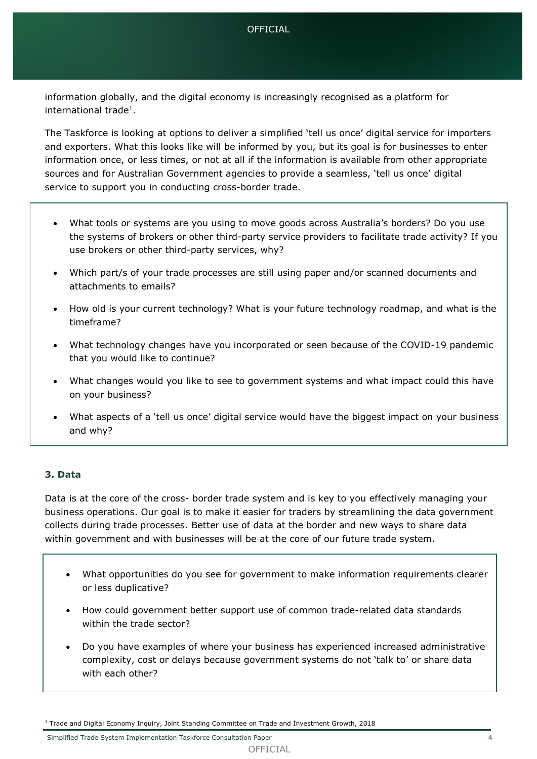information globally, and the digital economy is increasingly recognised as a platform for international trade[1].

The Taskforce is looking at options to deliver a simplified 'tell us once' digital service for importers and exporters. What this looks like will be informed by you, but its goal is for businesses to enter information once, or less times, or not at all if the information is available from other appropriate sources and for Australian Government agencies to provide a seamless, 'tell us once' digital service to support you in conducting cross-border trade.

- What tools or systems are you using to move goods across Australia's borders? Do you use the systems of brokers or other third-party service providers to facilitate trade activity? If you use brokers or other third-party services, why?
- Which part/s of your trade processes are still using paper and/or scanned documents and attachments to emails?
- How old is your current technology? What is your future technology roadmap, and what is the timeframe?
- What technology changes have you incorporated or seen because of the COVID-19 pandemic that you would like to continue?
- What changes would you like to see to government systems and what impact could this have on your business?
- What aspects of a 'tell us once' digital service would have the biggest impact on your business and why?

### 3. Data

Data is at the core of the cross- border trade system and is key to you effectively managing your business operations. Our goal is to make it easier for traders by streamlining the data government collects during trade processes. Better use of data at the border and new ways to share data within government and with businesses will be at the core of our future trade system.

- What opportunities do you see for government to make information requirements clearer or less duplicative?
- How could government better support use of common trade-related data standards within the trade sector?
- Do you have examples of where your business has experienced increased administrative complexity, cost or delays because government systems do not 'talk to' or share data with each other?

[1] Trade and Digital Economy Inquiry, Joint Standing Committee on Trade and Investment Growth, 2018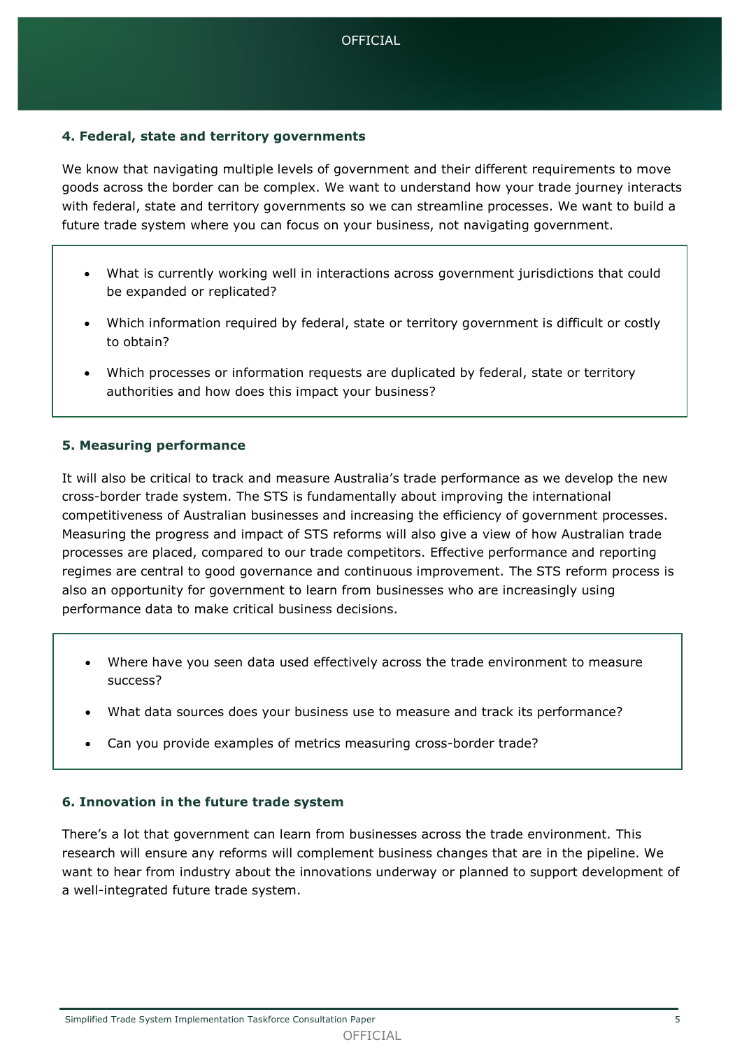### 4. Federal, state and territory governments

We know that navigating multiple levels of government and their different requirements to move goods across the border can be complex. We want to understand how your trade journey interacts with federal, state and territory governments so we can streamline processes. We want to build a future trade system where you can focus on your business, not navigating government.

- What is currently working well in interactions across government jurisdictions that could be expanded or replicated?
- Which information required by federal, state or territory government is difficult or costly to obtain?
- Which processes or information requests are duplicated by federal, state or territory authorities and how does this impact your business?

### 5. Measuring performance

It will also be critical to track and measure Australia's trade performance as we develop the new cross-border trade system. The STS is fundamentally about improving the international competitiveness of Australian businesses and increasing the efficiency of government processes. Measuring the progress and impact of STS reforms will also give a view of how Australian trade processes are placed, compared to our trade competitors. Effective performance and reporting regimes are central to good governance and continuous improvement. The STS reform process is also an opportunity for government to learn from businesses who are increasingly using performance data to make critical business decisions.

- Where have you seen data used effectively across the trade environment to measure success?
- What data sources does your business use to measure and track its performance?
- Can you provide examples of metrics measuring cross-border trade?

### 6. Innovation in the future trade system

There's a lot that government can learn from businesses across the trade environment. This research will ensure any reforms will complement business changes that are in the pipeline. We want to hear from industry about the innovations underway or planned to support development of a well-integrated future trade system.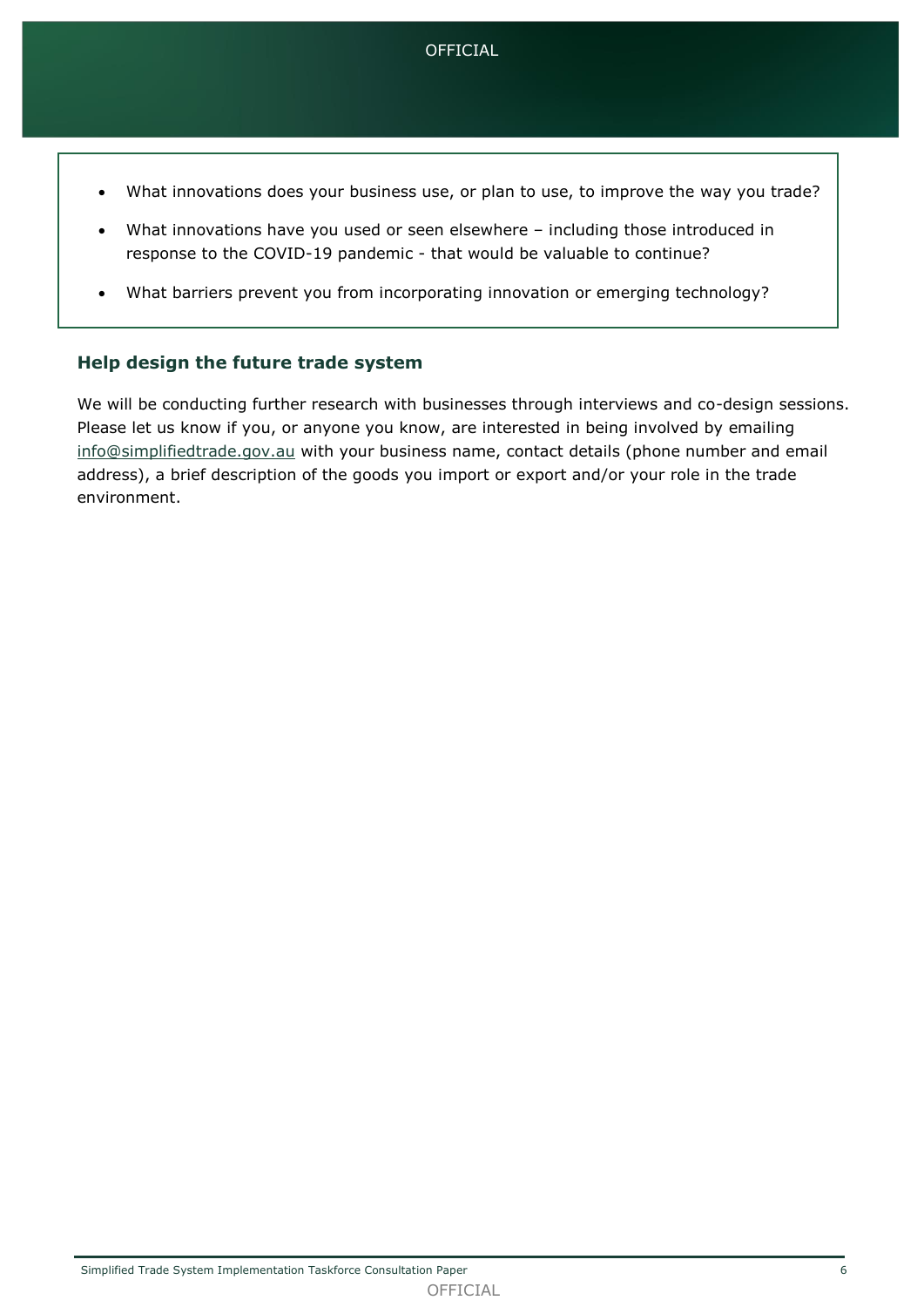- What innovations does your business use, or plan to use, to improve the way you trade?
- What innovations have you used or seen elsewhere – including those introduced in response to the COVID-19 pandemic - that would be valuable to continue?
- What barriers prevent you from incorporating innovation or emerging technology?

## Help design the future trade system

We will be conducting further research with businesses through interviews and co-design sessions. Please let us know if you, or anyone you know, are interested in being involved by emailing info@simplifiedtrade.gov.au with your business name, contact details (phone number and email address), a brief description of the goods you import or export and/or your role in the trade environment.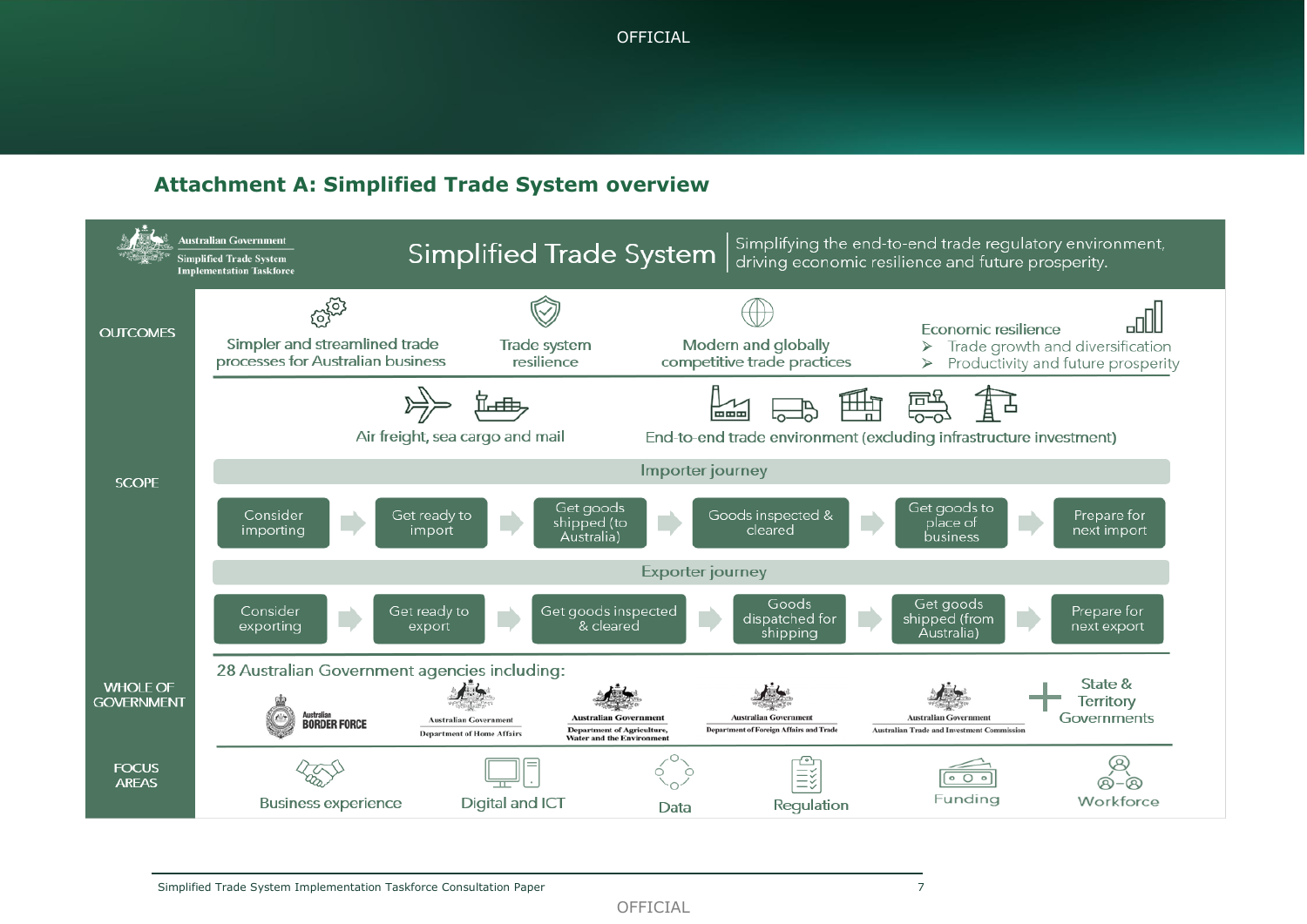## Attachment A: Simplified Trade System overview

Australian Government
Simplified Trade System Implementation Taskforce

**Simplified Trade System** | Simplifying the end-to-end trade regulatory environment, driving economic resilience and future prosperity.

**OUTCOMES**

- Simpler and streamlined trade processes for Australian business
- Trade system resilience
- Modern and globally competitive trade practices
- Economic resilience
  - Trade growth and diversification
  - Productivity and future prosperity

**SCOPE**

- Air freight, sea cargo and mail
- End-to-end trade environment (excluding infrastructure investment)

**Importer journey**

Consider importing → Get ready to import → Get goods shipped (to Australia) → Goods inspected & cleared → Get goods to place of business → Prepare for next import

**Exporter journey**

Consider exporting → Get ready to export → Get goods inspected & cleared → Goods dispatched for shipping → Get goods shipped (from Australia) → Prepare for next export

**WHOLE OF GOVERNMENT**

28 Australian Government agencies including:

- Australian Border Force
- Australian Government Department of Home Affairs
- Australian Government Department of Agriculture, Water and the Environment
- Australian Government Department of Foreign Affairs and Trade
- Australian Government Australian Trade and Investment Commission
- + State & Territory Governments

**FOCUS AREAS**

- Business experience
- Digital and ICT
- Data
- Regulation
- Funding
- Workforce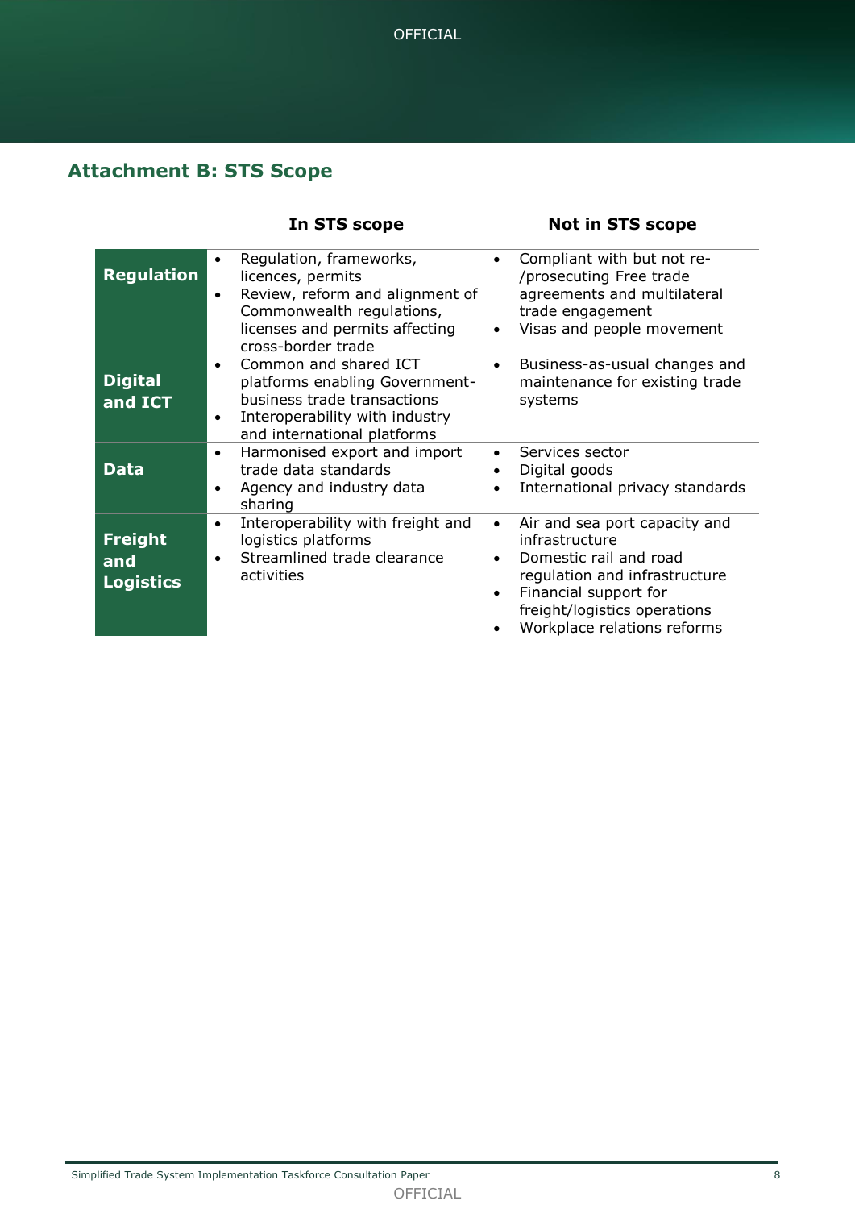## Attachment B: STS Scope

| | In STS scope | Not in STS scope |
|---|---|---|
| **Regulation** | • Regulation, frameworks, licences, permits<br>• Review, reform and alignment of Commonwealth regulations, licenses and permits affecting cross-border trade | • Compliant with but not re-/prosecuting Free trade agreements and multilateral trade engagement<br>• Visas and people movement |
| **Digital and ICT** | • Common and shared ICT platforms enabling Government-business trade transactions<br>• Interoperability with industry and international platforms | • Business-as-usual changes and maintenance for existing trade systems |
| **Data** | • Harmonised export and import trade data standards<br>• Agency and industry data sharing | • Services sector<br>• Digital goods<br>• International privacy standards |
| **Freight and Logistics** | • Interoperability with freight and logistics platforms<br>• Streamlined trade clearance activities | • Air and sea port capacity and infrastructure<br>• Domestic rail and road regulation and infrastructure<br>• Financial support for freight/logistics operations<br>• Workplace relations reforms |